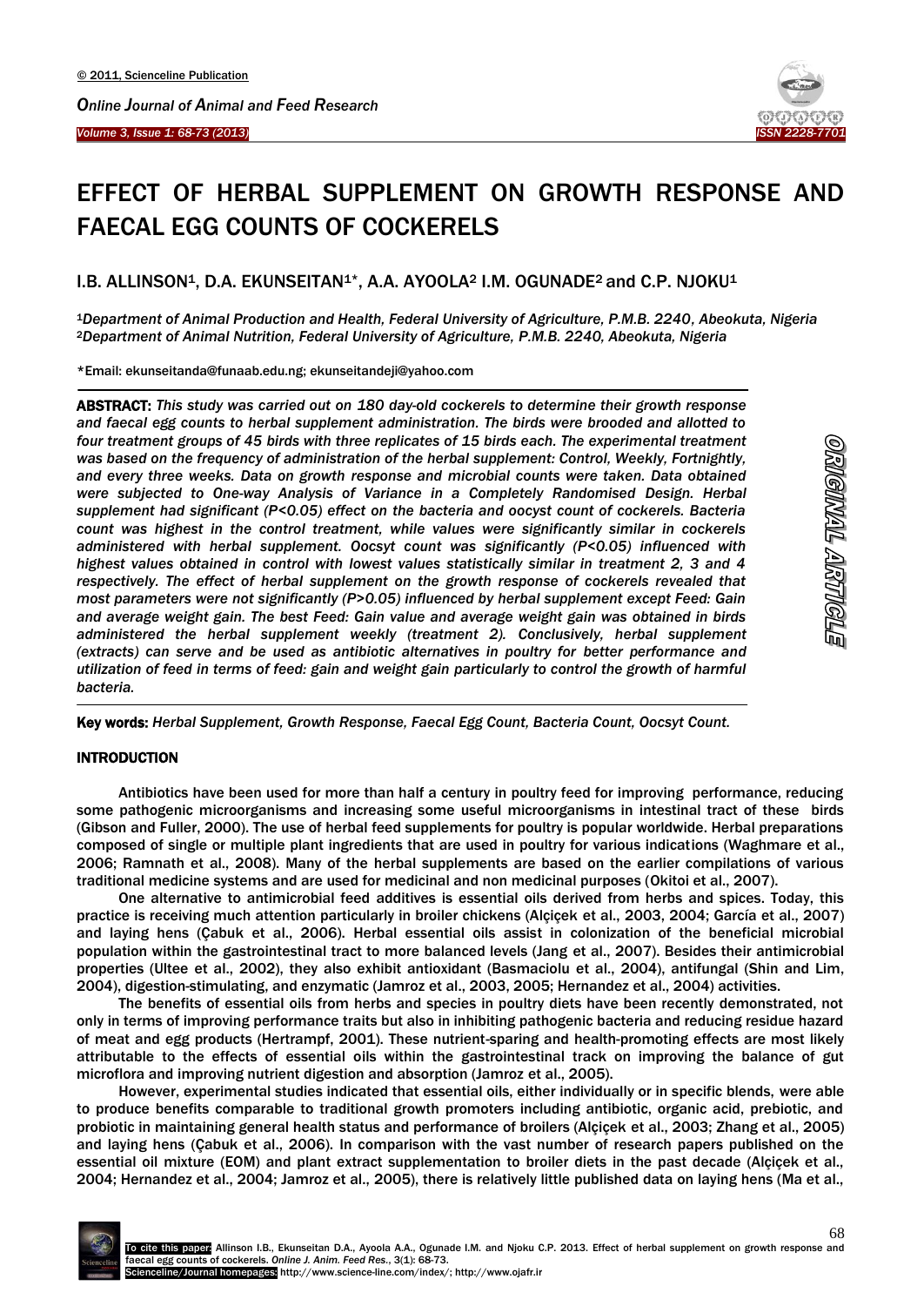# EFFECT OF HERBAL SUPPLEMENT ON GROWTH RESPONSE AND FAECAL EGG COUNTS OF COCKERELS

I.B. ALLINSON[1], D.A. EKUNSEITAN[1]*, A.A. AYOOLA[2] I.M. OGUNADE[2] and C.P. NJOKU[1]

[1]*Department of Animal Production and Health, Federal University of Agriculture, P.M.B. 2240, Abeokuta, Nigeria*
[2]*Department of Animal Nutrition, Federal University of Agriculture, P.M.B. 2240, Abeokuta, Nigeria*

*Email: ekunseitanda@funaab.edu.ng; ekunseitandeji@yahoo.com

**ABSTRACT:** *This study was carried out on 180 day-old cockerels to determine their growth response and faecal egg counts to herbal supplement administration. The birds were brooded and allotted to four treatment groups of 45 birds with three replicates of 15 birds each. The experimental treatment was based on the frequency of administration of the herbal supplement: Control, Weekly, Fortnightly, and every three weeks. Data on growth response and microbial counts were taken. Data obtained were subjected to One-way Analysis of Variance in a Completely Randomised Design. Herbal supplement had significant (P<0.05) effect on the bacteria and oocyst count of cockerels. Bacteria count was highest in the control treatment, while values were significantly similar in cockerels administered with herbal supplement. Oocsyt count was significantly (P<0.05) influenced with highest values obtained in control with lowest values statistically similar in treatment 2, 3 and 4 respectively. The effect of herbal supplement on the growth response of cockerels revealed that most parameters were not significantly (P>0.05) influenced by herbal supplement except Feed: Gain and average weight gain. The best Feed: Gain value and average weight gain was obtained in birds administered the herbal supplement weekly (treatment 2). Conclusively, herbal supplement (extracts) can serve and be used as antibiotic alternatives in poultry for better performance and utilization of feed in terms of feed: gain and weight gain particularly to control the growth of harmful bacteria.*

**Key words:** *Herbal Supplement, Growth Response, Faecal Egg Count, Bacteria Count, Oocyst Count.*

ORIGINAL ARTICLE

## INTRODUCTION

Antibiotics have been used for more than half a century in poultry feed for improving performance, reducing some pathogenic microorganisms and increasing some useful microorganisms in intestinal tract of these birds (Gibson and Fuller, 2000). The use of herbal feed supplements for poultry is popular worldwide. Herbal preparations composed of single or multiple plant ingredients that are used in poultry for various indications (Waghmare et al., 2006; Ramnath et al., 2008). Many of the herbal supplements are based on the earlier compilations of various traditional medicine systems and are used for medicinal and non medicinal purposes (Okitoi et al., 2007).

One alternative to antimicrobial feed additives is essential oils derived from herbs and spices. Today, this practice is receiving much attention particularly in broiler chickens (Alçiçek et al., 2003, 2004; García et al., 2007) and laying hens (Çabuk et al., 2006). Herbal essential oils assist in colonization of the beneficial microbial population within the gastrointestinal tract to more balanced levels (Jang et al., 2007). Besides their antimicrobial properties (Ultee et al., 2002), they also exhibit antioxidant (Basmaciolu et al., 2004), antifungal (Shin and Lim, 2004), digestion-stimulating, and enzymatic (Jamroz et al., 2003, 2005; Hernandez et al., 2004) activities.

The benefits of essential oils from herbs and species in poultry diets have been recently demonstrated, not only in terms of improving performance traits but also in inhibiting pathogenic bacteria and reducing residue hazard of meat and egg products (Hertrampf, 2001). These nutrient-sparing and health-promoting effects are most likely attributable to the effects of essential oils within the gastrointestinal track on improving the balance of gut microflora and improving nutrient digestion and absorption (Jamroz et al., 2005).

However, experimental studies indicated that essential oils, either individually or in specific blends, were able to produce benefits comparable to traditional growth promoters including antibiotic, organic acid, prebiotic, and probiotic in maintaining general health status and performance of broilers (Alçiçek et al., 2003; Zhang et al., 2005) and laying hens (Çabuk et al., 2006). In comparison with the vast number of research papers published on the essential oil mixture (EOM) and plant extract supplementation to broiler diets in the past decade (Alçiçek et al., 2004; Hernandez et al., 2004; Jamroz et al., 2005), there is relatively little published data on laying hens (Ma et al.,

To cite this paper: Allinson I.B., Ekunseitan D.A., Ayoola A.A., Ogunade I.M. and Njoku C.P. 2013. Effect of herbal supplement on growth response and faecal egg counts of cockerels. *Online J. Anim. Feed Res.*, 3(1): 68-73.
Scienceline/Journal homepages: http://www.science-line.com/index/; http://www.ojafr.ir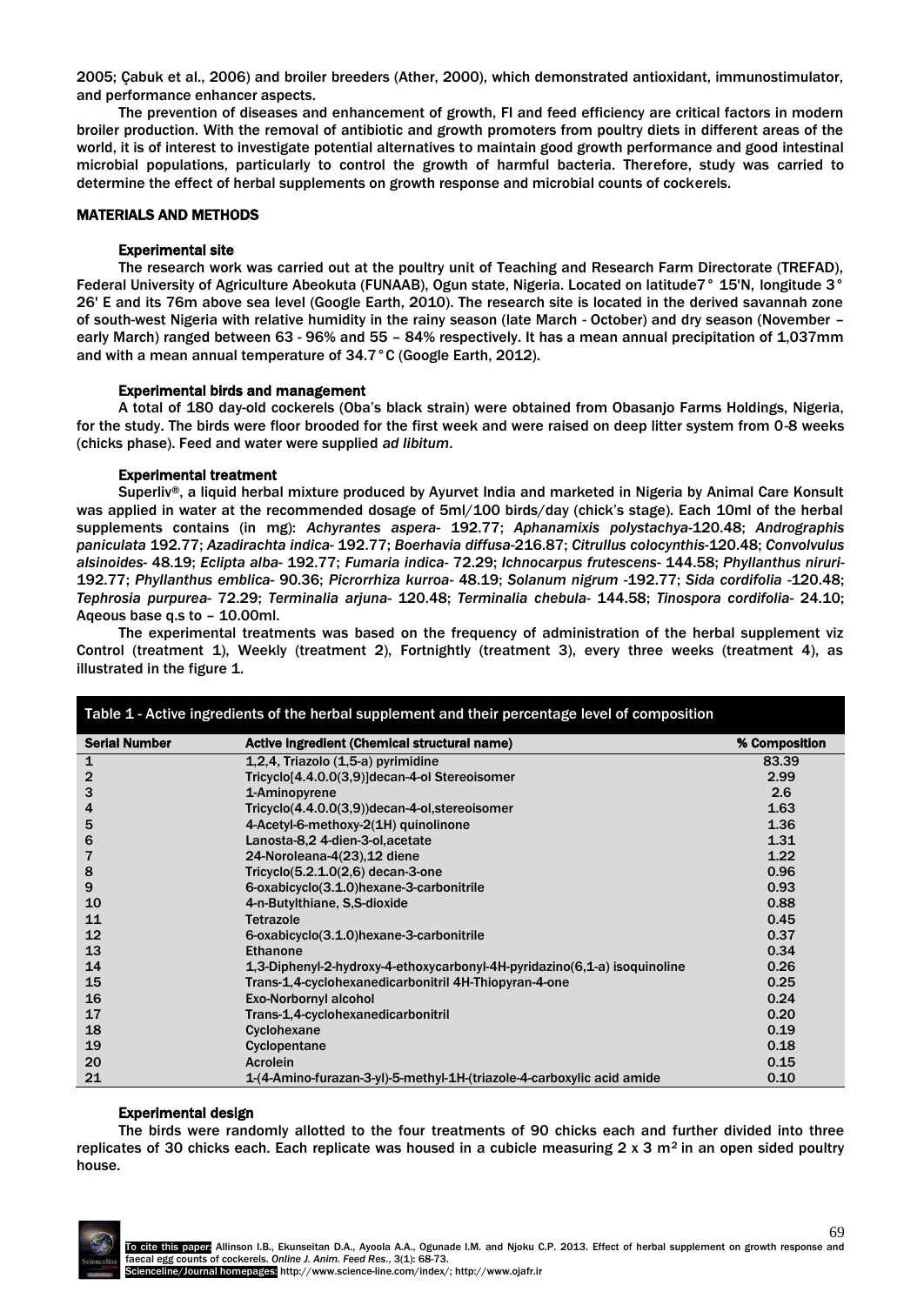2005; Çabuk et al., 2006) and broiler breeders (Ather, 2000), which demonstrated antioxidant, immunostimulator, and performance enhancer aspects.

The prevention of diseases and enhancement of growth, FI and feed efficiency are critical factors in modern broiler production. With the removal of antibiotic and growth promoters from poultry diets in different areas of the world, it is of interest to investigate potential alternatives to maintain good growth performance and good intestinal microbial populations, particularly to control the growth of harmful bacteria. Therefore, study was carried to determine the effect of herbal supplements on growth response and microbial counts of cockerels.

## MATERIALS AND METHODS

### Experimental site

The research work was carried out at the poultry unit of Teaching and Research Farm Directorate (TREFAD), Federal University of Agriculture Abeokuta (FUNAAB), Ogun state, Nigeria. Located on latitude7° 15'N, longitude 3° 26' E and its 76m above sea level (Google Earth, 2010). The research site is located in the derived savannah zone of south-west Nigeria with relative humidity in the rainy season (late March - October) and dry season (November – early March) ranged between 63 - 96% and 55 – 84% respectively. It has a mean annual precipitation of 1,037mm and with a mean annual temperature of 34.7°C (Google Earth, 2012).

### Experimental birds and management

A total of 180 day-old cockerels (Oba's black strain) were obtained from Obasanjo Farms Holdings, Nigeria, for the study. The birds were floor brooded for the first week and were raised on deep litter system from 0-8 weeks (chicks phase). Feed and water were supplied *ad libitum*.

### Experimental treatment

Superliv®, a liquid herbal mixture produced by Ayurvet India and marketed in Nigeria by Animal Care Konsult was applied in water at the recommended dosage of 5ml/100 birds/day (chick's stage). Each 10ml of the herbal supplements contains (in mg): *Achyrantes aspera*- 192.77; *Aphanamixis polystachya*-120.48; *Andrographis paniculata* 192.77; *Azadirachta indica*- 192.77; *Boerhavia diffusa*-216.87; *Citrullus colocynthis*-120.48; *Convolvulus alsinoides*- 48.19; *Eclipta alba*- 192.77; *Fumaria indica*- 72.29; *Ichnocarpus frutescens*- 144.58; *Phyllanthus niruri*- 192.77; *Phyllanthus emblica*- 90.36; *Picrorrhiza kurroa*- 48.19; *Solanum nigrum* -192.77; *Sida cordifolia* -120.48; *Tephrosia purpurea*- 72.29; *Terminalia arjuna*- 120.48; *Terminalia chebula*- 144.58; *Tinospora cordifolia*- 24.10; Aqeous base q.s to – 10.00ml.

The experimental treatments was based on the frequency of administration of the herbal supplement viz Control (treatment 1), Weekly (treatment 2), Fortnightly (treatment 3), every three weeks (treatment 4), as illustrated in the figure 1.

Table 1 - Active ingredients of the herbal supplement and their percentage level of composition

| Serial Number | Active ingredient (Chemical structural name) | % Composition |
|---|---|---|
| 1 | 1,2,4, Triazolo (1,5-a) pyrimidine | 83.39 |
| 2 | Tricyclo[4.4.0.0(3,9)]decan-4-ol Stereoisomer | 2.99 |
| 3 | 1-Aminopyrene | 2.6 |
| 4 | Tricyclo(4.4.0.0(3,9))decan-4-ol,stereoisomer | 1.63 |
| 5 | 4-Acetyl-6-methoxy-2(1H) quinolinone | 1.36 |
| 6 | Lanosta-8,2 4-dien-3-ol,acetate | 1.31 |
| 7 | 24-Noroleana-4(23),12 diene | 1.22 |
| 8 | Tricyclo(5.2.1.0(2,6) decan-3-one | 0.96 |
| 9 | 6-oxabicyclo(3.1.0)hexane-3-carbonitrile | 0.93 |
| 10 | 4-n-Butylthiane, S,S-dioxide | 0.88 |
| 11 | Tetrazole | 0.45 |
| 12 | 6-oxabicyclo(3.1.0)hexane-3-carbonitrile | 0.37 |
| 13 | Ethanone | 0.34 |
| 14 | 1,3-Diphenyl-2-hydroxy-4-ethoxycarbonyl-4H-pyridazino(6,1-a) isoquinoline | 0.26 |
| 15 | Trans-1,4-cyclohexanedicarbonitril 4H-Thiopyran-4-one | 0.25 |
| 16 | Exo-Norbornyl alcohol | 0.24 |
| 17 | Trans-1,4-cyclohexanedicarbonitril | 0.20 |
| 18 | Cyclohexane | 0.19 |
| 19 | Cyclopentane | 0.18 |
| 20 | Acrolein | 0.15 |
| 21 | 1-(4-Amino-furazan-3-yl)-5-methyl-1H-(triazole-4-carboxylic acid amide | 0.10 |

### Experimental design

The birds were randomly allotted to the four treatments of 90 chicks each and further divided into three replicates of 30 chicks each. Each replicate was housed in a cubicle measuring 2 x 3 $m^2$ in an open sided poultry house.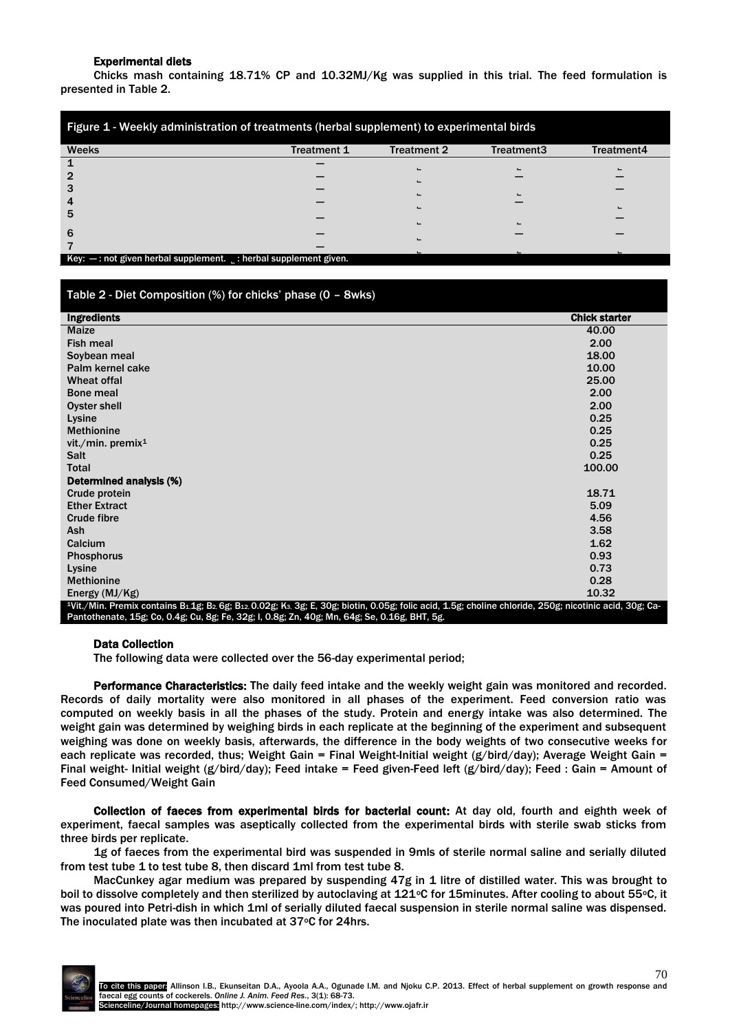### Experimental diets

Chicks mash containing 18.71% CP and 10.32MJ/Kg was supplied in this trial. The feed formulation is presented in Table 2.

**Figure 1 - Weekly administration of treatments (herbal supplement) to experimental birds**

| Weeks | Treatment 1 | Treatment 2 | Treatment3 | Treatment4 |
|---|---|---|---|---|
| 1 | — | ⌞ | ⌞ | ⌞ |
| 2 | — | ⌞ | — | — |
| 3 | — | ⌞ | ⌞ | — |
| 4 | — | ⌞ | — | ⌞ |
| 5 | — | ⌞ | ⌞ | — |
| 6 | — | ⌞ | — | — |
| 7 | — | ⌞ | ⌞ | ⌞ |

Key: — : not given herbal supplement. ⌞ : herbal supplement given.

**Table 2 - Diet Composition (%) for chicks' phase (0 – 8wks)**

| Ingredients | Chick starter |
|---|---|
| Maize | 40.00 |
| Fish meal | 2.00 |
| Soybean meal | 18.00 |
| Palm kernel cake | 10.00 |
| Wheat offal | 25.00 |
| Bone meal | 2.00 |
| Oyster shell | 2.00 |
| Lysine | 0.25 |
| Methionine | 0.25 |
| vit./min. premix[1] | 0.25 |
| Salt | 0.25 |
| Total | 100.00 |
| **Determined analysis (%)** | |
| Crude protein | 18.71 |
| Ether Extract | 5.09 |
| Crude fibre | 4.56 |
| Ash | 3.58 |
| Calcium | 1.62 |
| Phosphorus | 0.93 |
| Lysine | 0.73 |
| Methionine | 0.28 |
| Energy (MJ/Kg) | 10.32 |

[1]Vit./Min. Premix contains $B_1$ 1g; $B_2$ 6g; $B_{12}$ 0.02g; $K_3$ 3g; E, 30g; biotin, 0.05g; folic acid, 1.5g; choline chloride, 250g; nicotinic acid, 30g; Ca-Pantothenate, 15g; Co, 0.4g; Cu, 8g; Fe, 32g; I, 0.8g; Zn, 40g; Mn, 64g; Se, 0.16g, BHT, 5g.

### Data Collection

The following data were collected over the 56-day experimental period;

**Performance Characteristics:** The daily feed intake and the weekly weight gain was monitored and recorded. Records of daily mortality were also monitored in all phases of the experiment. Feed conversion ratio was computed on weekly basis in all the phases of the study. Protein and energy intake was also determined. The weight gain was determined by weighing birds in each replicate at the beginning of the experiment and subsequent weighing was done on weekly basis, afterwards, the difference in the body weights of two consecutive weeks for each replicate was recorded, thus; Weight Gain = Final Weight-Initial weight (g/bird/day); Average Weight Gain = Final weight- Initial weight (g/bird/day); Feed intake = Feed given-Feed left (g/bird/day); Feed : Gain = Amount of Feed Consumed/Weight Gain

**Collection of faeces from experimental birds for bacterial count:** At day old, fourth and eighth week of experiment, faecal samples was aseptically collected from the experimental birds with sterile swab sticks from three birds per replicate.

1g of faeces from the experimental bird was suspended in 9mls of sterile normal saline and serially diluted from test tube 1 to test tube 8, then discard 1ml from test tube 8.

MacCunkey agar medium was prepared by suspending 47g in 1 litre of distilled water. This was brought to boil to dissolve completely and then sterilized by autoclaving at 121°C for 15minutes. After cooling to about 55°C, it was poured into Petri-dish in which 1ml of serially diluted faecal suspension in sterile normal saline was dispensed. The inoculated plate was then incubated at 37°C for 24hrs.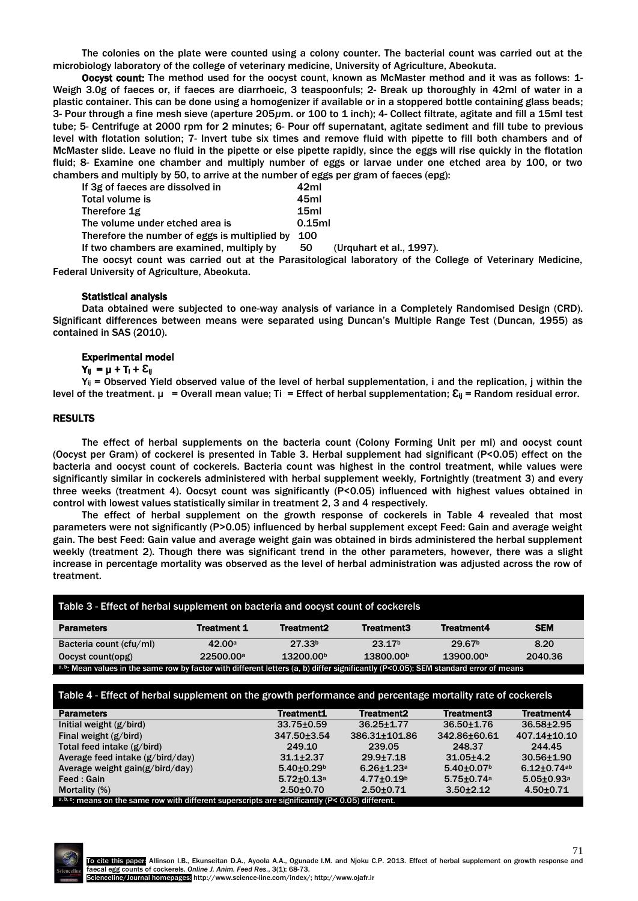The colonies on the plate were counted using a colony counter. The bacterial count was carried out at the microbiology laboratory of the college of veterinary medicine, University of Agriculture, Abeokuta.

**Oocyst count:** The method used for the oocyst count, known as McMaster method and it was as follows: 1- Weigh 3.0g of faeces or, if faeces are diarrhoeic, 3 teaspoonfuls; 2- Break up thoroughly in 42ml of water in a plastic container. This can be done using a homogenizer if available or in a stoppered bottle containing glass beads; 3- Pour through a fine mesh sieve (aperture 205μm. or 100 to 1 inch); 4- Collect filtrate, agitate and fill a 15ml test tube; 5- Centrifuge at 2000 rpm for 2 minutes; 6- Pour off supernatant, agitate sediment and fill tube to previous level with flotation solution; 7- Invert tube six times and remove fluid with pipette to fill both chambers and of McMaster slide. Leave no fluid in the pipette or else pipette rapidly, since the eggs will rise quickly in the flotation fluid; 8- Examine one chamber and multiply number of eggs or larvae under one etched area by 100, or two chambers and multiply by 50, to arrive at the number of eggs per gram of faeces (epg):

| | |
|---|---|
| If 3g of faeces are dissolved in | 42ml |
| Total volume is | 45ml |
| Therefore 1g | 15ml |
| The volume under etched area is | 0.15ml |
| Therefore the number of eggs is multiplied by | 100 |
| If two chambers are examined, multiply by | 50 (Urquhart et al., 1997). |

The oocsyt count was carried out at the Parasitological laboratory of the College of Veterinary Medicine, Federal University of Agriculture, Abeokuta.

### Statistical analysis

Data obtained were subjected to one-way analysis of variance in a Completely Randomised Design (CRD). Significant differences between means were separated using Duncan's Multiple Range Test (Duncan, 1955) as contained in SAS (2010).

### Experimental model

$$Y_{ij} = \mu + T_i + \varepsilon_{ij}$$

$Y_{ij}$ = Observed Yield observed value of the level of herbal supplementation, i and the replication, j within the level of the treatment. $\mu$ = Overall mean value; Ti = Effect of herbal supplementation; $\varepsilon_{ij}$ = Random residual error.

## RESULTS

The effect of herbal supplements on the bacteria count (Colony Forming Unit per ml) and oocyst count (Oocyst per Gram) of cockerel is presented in Table 3. Herbal supplement had significant (P<0.05) effect on the bacteria and oocyst count of cockerels. Bacteria count was highest in the control treatment, while values were significantly similar in cockerels administered with herbal supplement weekly, Fortnightly (treatment 3) and every three weeks (treatment 4). Oocyst count was significantly (P<0.05) influenced with highest values obtained in control with lowest values statistically similar in treatment 2, 3 and 4 respectively.

The effect of herbal supplement on the growth response of cockerels in Table 4 revealed that most parameters were not significantly (P>0.05) influenced by herbal supplement except Feed: Gain and average weight gain. The best Feed: Gain value and average weight gain was obtained in birds administered the herbal supplement weekly (treatment 2). Though there was significant trend in the other parameters, however, there was a slight increase in percentage mortality was observed as the level of herbal administration was adjusted across the row of treatment.

**Table 3 - Effect of herbal supplement on bacteria and oocyst count of cockerels**

| Parameters | Treatment 1 | Treatment2 | Treatment3 | Treatment4 | SEM |
|---|---|---|---|---|---|
| Bacteria count (cfu/ml) | 42.00[a] | 27.33[b] | 23.17[b] | 29.67[b] | 8.20 |
| Oocyst count(opg) | 22500.00[a] | 13200.00[b] | 13800.00[b] | 13900.00[b] | 2040.36 |

[a, b]: Mean values in the same row by factor with different letters (a, b) differ significantly (P<0.05); SEM standard error of means

**Table 4 - Effect of herbal supplement on the growth performance and percentage mortality rate of cockerels**

| Parameters | Treatment1 | Treatment2 | Treatment3 | Treatment4 |
|---|---|---|---|---|
| Initial weight (g/bird) | 33.75±0.59 | 36.25±1.77 | 36.50±1.76 | 36.58±2.95 |
| Final weight (g/bird) | 347.50±3.54 | 386.31±101.86 | 342.86±60.61 | 407.14±10.10 |
| Total feed intake (g/bird) | 249.10 | 239.05 | 248.37 | 244.45 |
| Average feed intake (g/bird/day) | 31.1±2.37 | 29.9±7.18 | 31.05±4.2 | 30.56±1.90 |
| Average weight gain(g/bird/day) | 5.40±0.29[b] | 6.26±1.23[a] | 5.40±0.07[b] | 6.12±0.74[ab] |
| Feed : Gain | 5.72±0.13[a] | 4.77±0.19[b] | 5.75±0.74[a] | 5.05±0.93[a] |
| Mortality (%) | 2.50±0.70 | 2.50±0.71 | 3.50±2.12 | 4.50±0.71 |

[a, b, c]: means on the same row with different superscripts are significantly (P< 0.05) different.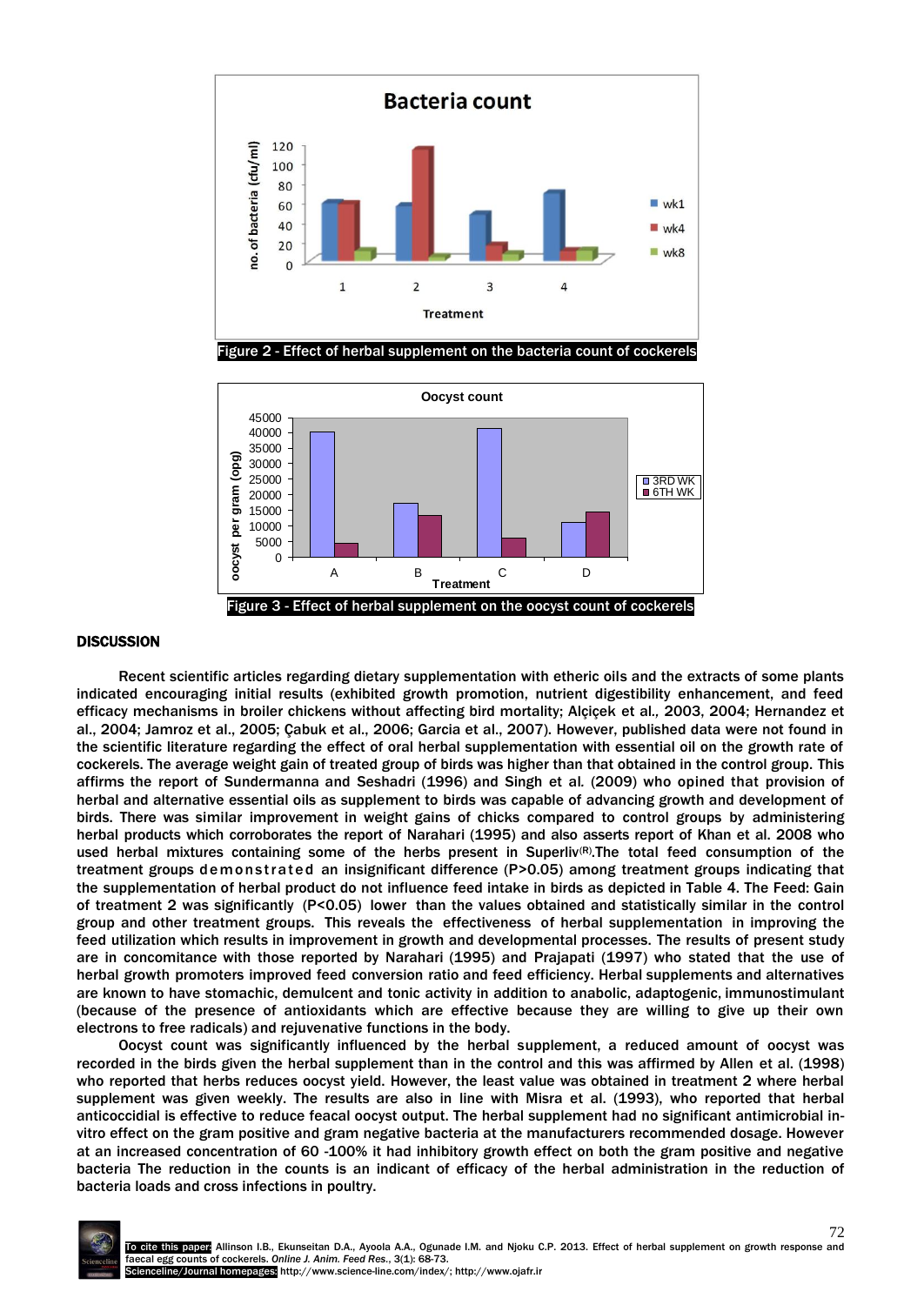Figure 2 - Effect of herbal supplement on the bacteria count of cockerels

Figure 3 - Effect of herbal supplement on the oocyst count of cockerels

## DISCUSSION

Recent scientific articles regarding dietary supplementation with etheric oils and the extracts of some plants indicated encouraging initial results (exhibited growth promotion, nutrient digestibility enhancement, and feed efficacy mechanisms in broiler chickens without affecting bird mortality; Alçiçek et al., 2003, 2004; Hernandez et al., 2004; Jamroz et al., 2005; Çabuk et al., 2006; Garcia et al., 2007). However, published data were not found in the scientific literature regarding the effect of oral herbal supplementation with essential oil on the growth rate of cockerels. The average weight gain of treated group of birds was higher than that obtained in the control group. This affirms the report of Sundermanna and Seshadri (1996) and Singh et al. (2009) who opined that provision of herbal and alternative essential oils as supplement to birds was capable of advancing growth and development of birds. There was similar improvement in weight gains of chicks compared to control groups by administering herbal products which corroborates the report of Narahari (1995) and also asserts report of Khan et al. 2008 who used herbal mixtures containing some of the herbs present in Superliv(R).The total feed consumption of the treatment groups demonstrated an insignificant difference (P>0.05) among treatment groups indicating that the supplementation of herbal product do not influence feed intake in birds as depicted in Table 4. The Feed: Gain of treatment 2 was significantly (P<0.05) lower than the values obtained and statistically similar in the control group and other treatment groups. This reveals the effectiveness of herbal supplementation in improving the feed utilization which results in improvement in growth and developmental processes. The results of present study are in concomitance with those reported by Narahari (1995) and Prajapati (1997) who stated that the use of herbal growth promoters improved feed conversion ratio and feed efficiency. Herbal supplements and alternatives are known to have stomachic, demulcent and tonic activity in addition to anabolic, adaptogenic, immunostimulant (because of the presence of antioxidants which are effective because they are willing to give up their own electrons to free radicals) and rejuvenative functions in the body.

Oocyst count was significantly influenced by the herbal supplement, a reduced amount of oocyst was recorded in the birds given the herbal supplement than in the control and this was affirmed by Allen et al. (1998) who reported that herbs reduces oocyst yield. However, the least value was obtained in treatment 2 where herbal supplement was given weekly. The results are also in line with Misra et al. (1993), who reported that herbal anticoccidial is effective to reduce feacal oocyst output. The herbal supplement had no significant antimicrobial in-vitro effect on the gram positive and gram negative bacteria at the manufacturers recommended dosage. However at an increased concentration of 60 -100% it had inhibitory growth effect on both the gram positive and negative bacteria The reduction in the counts is an indicant of efficacy of the herbal administration in the reduction of bacteria loads and cross infections in poultry.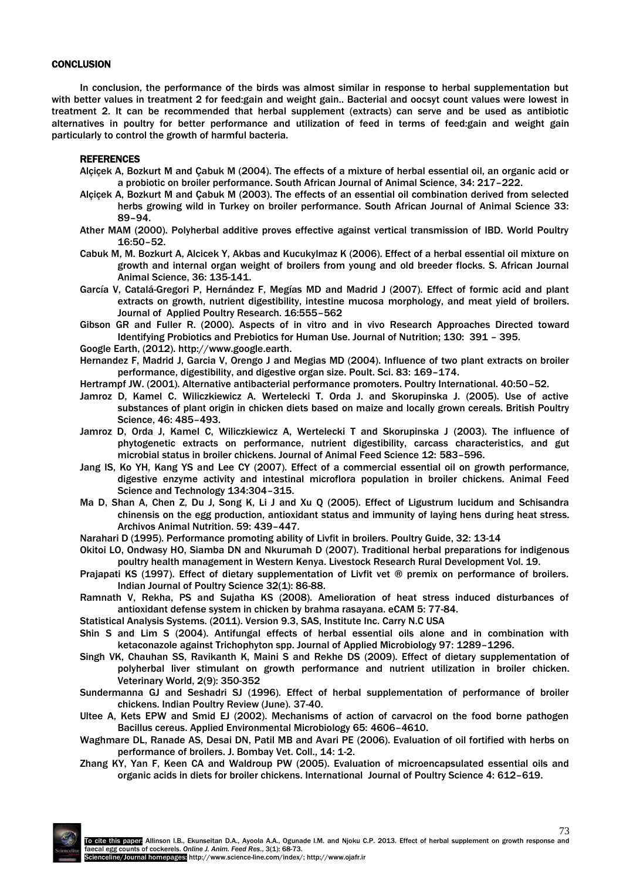## CONCLUSION

In conclusion, the performance of the birds was almost similar in response to herbal supplementation but with better values in treatment 2 for feed:gain and weight gain.. Bacterial and oocsyt count values were lowest in treatment 2. It can be recommended that herbal supplement (extracts) can serve and be used as antibiotic alternatives in poultry for better performance and utilization of feed in terms of feed:gain and weight gain particularly to control the growth of harmful bacteria.

## REFERENCES

Alçiçek A, Bozkurt M and Çabuk M (2004). The effects of a mixture of herbal essential oil, an organic acid or a probiotic on broiler performance. South African Journal of Animal Science, 34: 217–222.

Alçiçek A, Bozkurt M and Çabuk M (2003). The effects of an essential oil combination derived from selected herbs growing wild in Turkey on broiler performance. South African Journal of Animal Science 33: 89–94.

Ather MAM (2000). Polyherbal additive proves effective against vertical transmission of IBD. World Poultry 16:50–52.

Cabuk M, M. Bozkurt A, Alcicek Y, Akbas and Kucukylmaz K (2006). Effect of a herbal essential oil mixture on growth and internal organ weight of broilers from young and old breeder flocks. S. African Journal Animal Science, 36: 135-141.

García V, Catalá-Gregori P, Hernández F, Megías MD and Madrid J (2007). Effect of formic acid and plant extracts on growth, nutrient digestibility, intestine mucosa morphology, and meat yield of broilers. Journal of Applied Poultry Research. 16:555–562

Gibson GR and Fuller R. (2000). Aspects of in vitro and in vivo Research Approaches Directed toward Identifying Probiotics and Prebiotics for Human Use. Journal of Nutrition; 130: 391 – 395.

Google Earth, (2012). http://www.google.earth.

Hernandez F, Madrid J, Garcia V, Orengo J and Megias MD (2004). Influence of two plant extracts on broiler performance, digestibility, and digestive organ size. Poult. Sci. 83: 169–174.

Hertrampf JW. (2001). Alternative antibacterial performance promoters. Poultry International. 40:50–52.

Jamroz D, Kamel C. Wiliczkiewicz A. Wertelecki T. Orda J. and Skorupinska J. (2005). Use of active substances of plant origin in chicken diets based on maize and locally grown cereals. British Poultry Science, 46: 485–493.

Jamroz D, Orda J, Kamel C, Wiliczkiewicz A, Wertelecki T and Skorupinska J (2003). The influence of phytogenetic extracts on performance, nutrient digestibility, carcass characteristics, and gut microbial status in broiler chickens. Journal of Animal Feed Science 12: 583–596.

Jang IS, Ko YH, Kang YS and Lee CY (2007). Effect of a commercial essential oil on growth performance, digestive enzyme activity and intestinal microflora population in broiler chickens. Animal Feed Science and Technology 134:304–315.

Ma D, Shan A, Chen Z, Du J, Song K, Li J and Xu Q (2005). Effect of Ligustrum lucidum and Schisandra chinensis on the egg production, antioxidant status and immunity of laying hens during heat stress. Archivos Animal Nutrition. 59: 439–447.

Narahari D (1995). Performance promoting ability of Livfit in broilers. Poultry Guide, 32: 13-14

Okitoi LO, Ondwasy HO, Siamba DN and Nkurumah D (2007). Traditional herbal preparations for indigenous poultry health management in Western Kenya. Livestock Research Rural Development Vol. 19.

Prajapati KS (1997). Effect of dietary supplementation of Livfit vet ® premix on performance of broilers. Indian Journal of Poultry Science 32(1): 86-88.

Ramnath V, Rekha, PS and Sujatha KS (2008). Amelioration of heat stress induced disturbances of antioxidant defense system in chicken by brahma rasayana. eCAM 5: 77-84.

Statistical Analysis Systems. (2011). Version 9.3, SAS, Institute Inc. Carry N.C USA

Shin S and Lim S (2004). Antifungal effects of herbal essential oils alone and in combination with ketaconazole against Trichophyton spp. Journal of Applied Microbiology 97: 1289–1296.

Singh VK, Chauhan SS, Ravikanth K, Maini S and Rekhe DS (2009). Effect of dietary supplementation of polyherbal liver stimulant on growth performance and nutrient utilization in broiler chicken. Veterinary World, 2(9): 350-352

Sundermanna GJ and Seshadri SJ (1996). Effect of herbal supplementation of performance of broiler chickens. Indian Poultry Review (June). 37-40.

Ultee A, Kets EPW and Smid EJ (2002). Mechanisms of action of carvacrol on the food borne pathogen Bacillus cereus. Applied Environmental Microbiology 65: 4606–4610.

Waghmare DL, Ranade AS, Desai DN, Patil MB and Avari PE (2006). Evaluation of oil fortified with herbs on performance of broilers. J. Bombay Vet. Coll., 14: 1-2.

Zhang KY, Yan F, Keen CA and Waldroup PW (2005). Evaluation of microencapsulated essential oils and organic acids in diets for broiler chickens. International Journal of Poultry Science 4: 612–619.